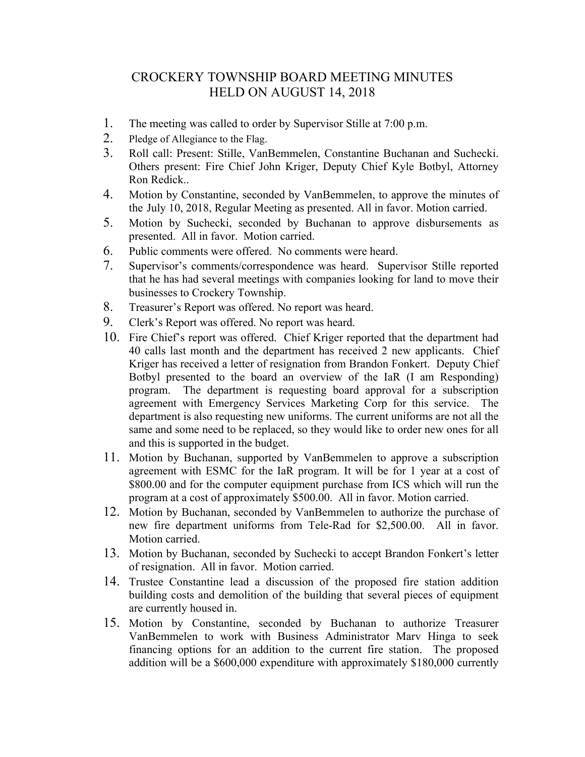# CROCKERY TOWNSHIP BOARD MEETING MINUTES
## HELD ON AUGUST 14, 2018

1. The meeting was called to order by Supervisor Stille at 7:00 p.m.
2. Pledge of Allegiance to the Flag.
3. Roll call: Present: Stille, VanBemmelen, Constantine Buchanan and Suchecki. Others present: Fire Chief John Kriger, Deputy Chief Kyle Botbyl, Attorney Ron Redick..
4. Motion by Constantine, seconded by VanBemmelen, to approve the minutes of the July 10, 2018, Regular Meeting as presented. All in favor. Motion carried.
5. Motion by Suchecki, seconded by Buchanan to approve disbursements as presented. All in favor. Motion carried.
6. Public comments were offered. No comments were heard.
7. Supervisor's comments/correspondence was heard. Supervisor Stille reported that he has had several meetings with companies looking for land to move their businesses to Crockery Township.
8. Treasurer's Report was offered. No report was heard.
9. Clerk's Report was offered. No report was heard.
10. Fire Chief's report was offered. Chief Kriger reported that the department had 40 calls last month and the department has received 2 new applicants. Chief Kriger has received a letter of resignation from Brandon Fonkert. Deputy Chief Botbyl presented to the board an overview of the IaR (I am Responding) program. The department is requesting board approval for a subscription agreement with Emergency Services Marketing Corp for this service. The department is also requesting new uniforms. The current uniforms are not all the same and some need to be replaced, so they would like to order new ones for all and this is supported in the budget.
11. Motion by Buchanan, supported by VanBemmelen to approve a subscription agreement with ESMC for the IaR program. It will be for 1 year at a cost of $800.00 and for the computer equipment purchase from ICS which will run the program at a cost of approximately $500.00. All in favor. Motion carried.
12. Motion by Buchanan, seconded by VanBemmelen to authorize the purchase of new fire department uniforms from Tele-Rad for $2,500.00. All in favor. Motion carried.
13. Motion by Buchanan, seconded by Suchecki to accept Brandon Fonkert's letter of resignation. All in favor. Motion carried.
14. Trustee Constantine lead a discussion of the proposed fire station addition building costs and demolition of the building that several pieces of equipment are currently housed in.
15. Motion by Constantine, seconded by Buchanan to authorize Treasurer VanBemmelen to work with Business Administrator Marv Hinga to seek financing options for an addition to the current fire station. The proposed addition will be a $600,000 expenditure with approximately $180,000 currently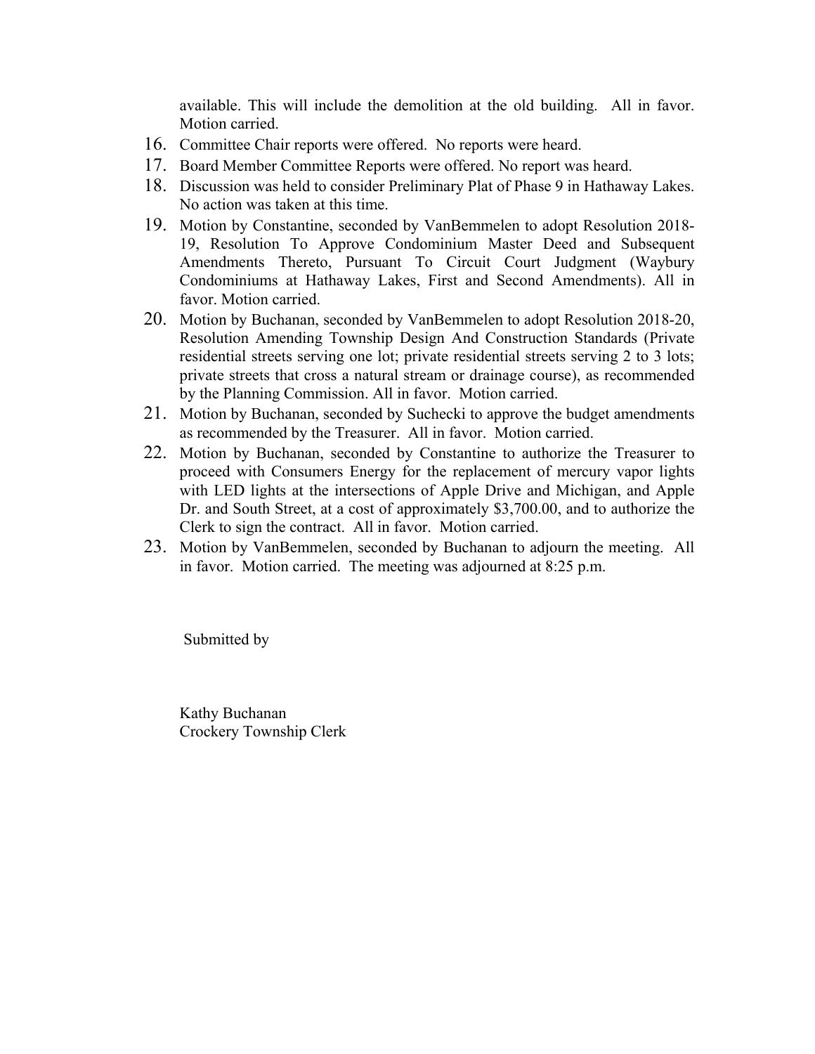available. This will include the demolition at the old building. All in favor. Motion carried.

16. Committee Chair reports were offered. No reports were heard.
17. Board Member Committee Reports were offered. No report was heard.
18. Discussion was held to consider Preliminary Plat of Phase 9 in Hathaway Lakes. No action was taken at this time.
19. Motion by Constantine, seconded by VanBemmelen to adopt Resolution 2018-19, Resolution To Approve Condominium Master Deed and Subsequent Amendments Thereto, Pursuant To Circuit Court Judgment (Waybury Condominiums at Hathaway Lakes, First and Second Amendments). All in favor. Motion carried.
20. Motion by Buchanan, seconded by VanBemmelen to adopt Resolution 2018-20, Resolution Amending Township Design And Construction Standards (Private residential streets serving one lot; private residential streets serving 2 to 3 lots; private streets that cross a natural stream or drainage course), as recommended by the Planning Commission. All in favor. Motion carried.
21. Motion by Buchanan, seconded by Suchecki to approve the budget amendments as recommended by the Treasurer. All in favor. Motion carried.
22. Motion by Buchanan, seconded by Constantine to authorize the Treasurer to proceed with Consumers Energy for the replacement of mercury vapor lights with LED lights at the intersections of Apple Drive and Michigan, and Apple Dr. and South Street, at a cost of approximately $3,700.00, and to authorize the Clerk to sign the contract. All in favor. Motion carried.
23. Motion by VanBemmelen, seconded by Buchanan to adjourn the meeting. All in favor. Motion carried. The meeting was adjourned at 8:25 p.m.

Submitted by

Kathy Buchanan
Crockery Township Clerk